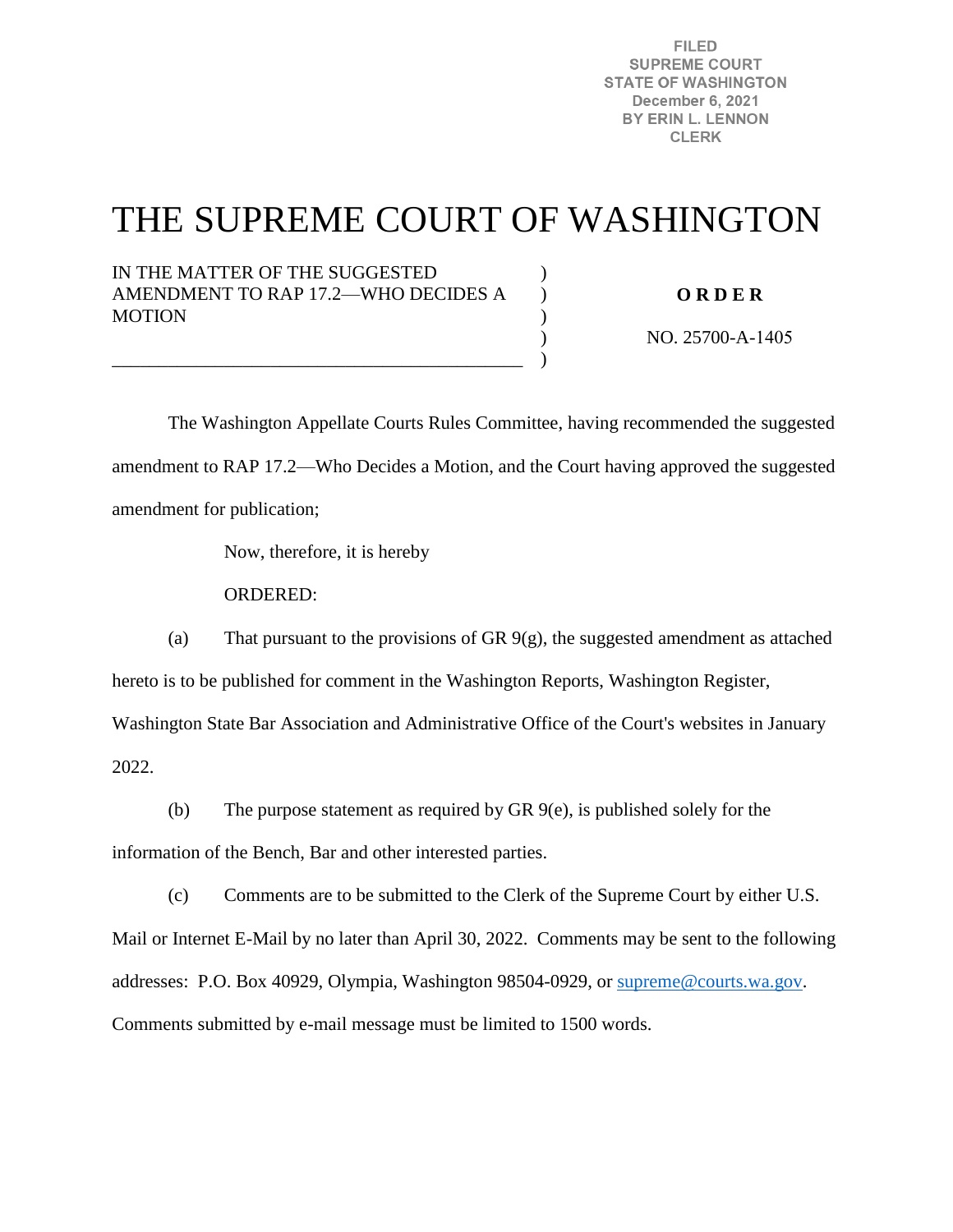FILED
SUPREME COURT
STATE OF WASHINGTON
December 6, 2021
BY ERIN L. LENNON
CLERK

# THE SUPREME COURT OF WASHINGTON

IN THE MATTER OF THE SUGGESTED AMENDMENT TO RAP 17.2—WHO DECIDES A MOTION

**O R D E R**

NO. 25700-A-1405

The Washington Appellate Courts Rules Committee, having recommended the suggested amendment to RAP 17.2—Who Decides a Motion, and the Court having approved the suggested amendment for publication;

Now, therefore, it is hereby

ORDERED:

(a) That pursuant to the provisions of GR 9(g), the suggested amendment as attached hereto is to be published for comment in the Washington Reports, Washington Register, Washington State Bar Association and Administrative Office of the Court's websites in January 2022.

(b) The purpose statement as required by GR 9(e), is published solely for the information of the Bench, Bar and other interested parties.

(c) Comments are to be submitted to the Clerk of the Supreme Court by either U.S. Mail or Internet E-Mail by no later than April 30, 2022. Comments may be sent to the following addresses: P.O. Box 40929, Olympia, Washington 98504-0929, or supreme@courts.wa.gov. Comments submitted by e-mail message must be limited to 1500 words.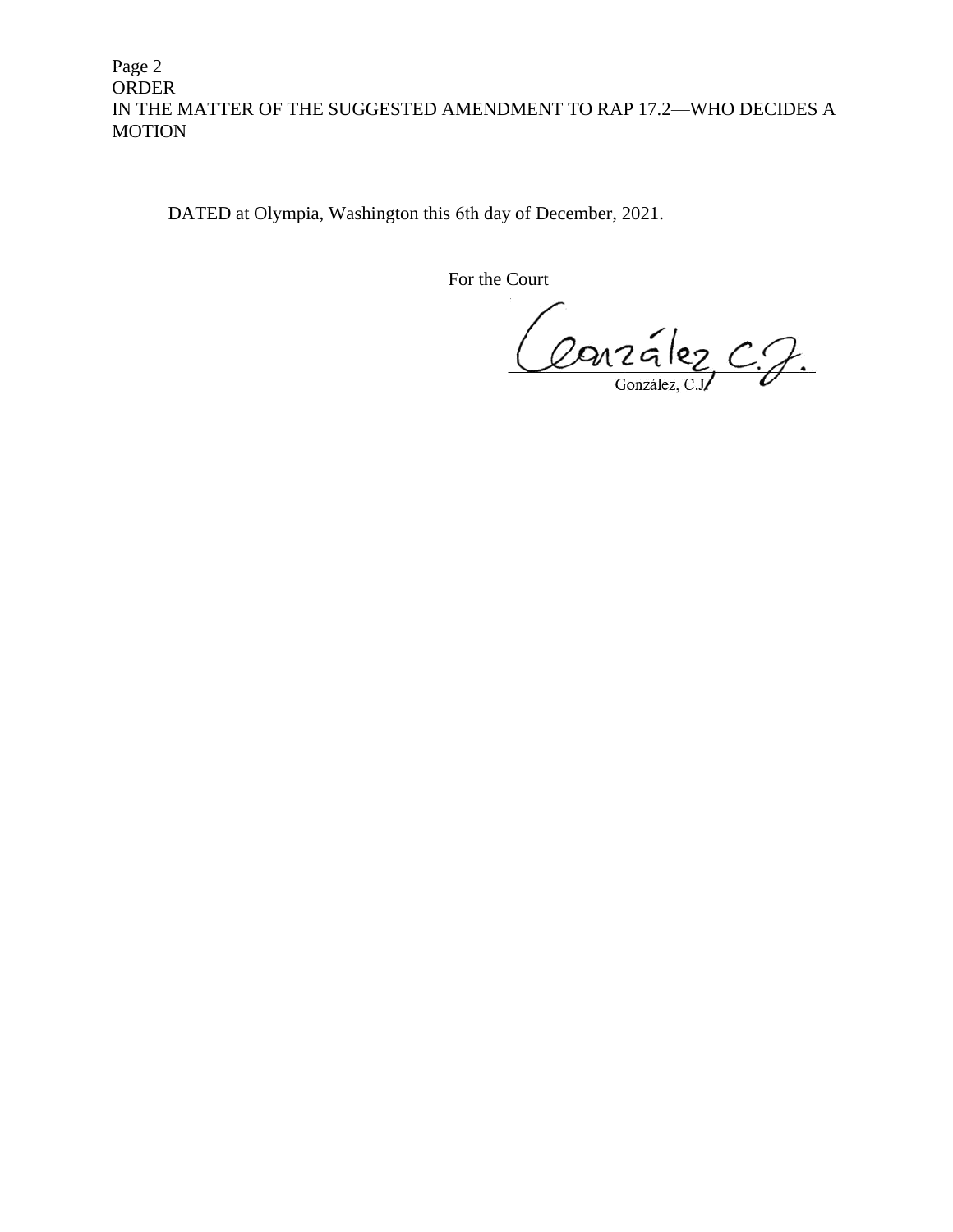DATED at Olympia, Washington this 6th day of December, 2021.

For the Court

González, C.J.

González, C.J.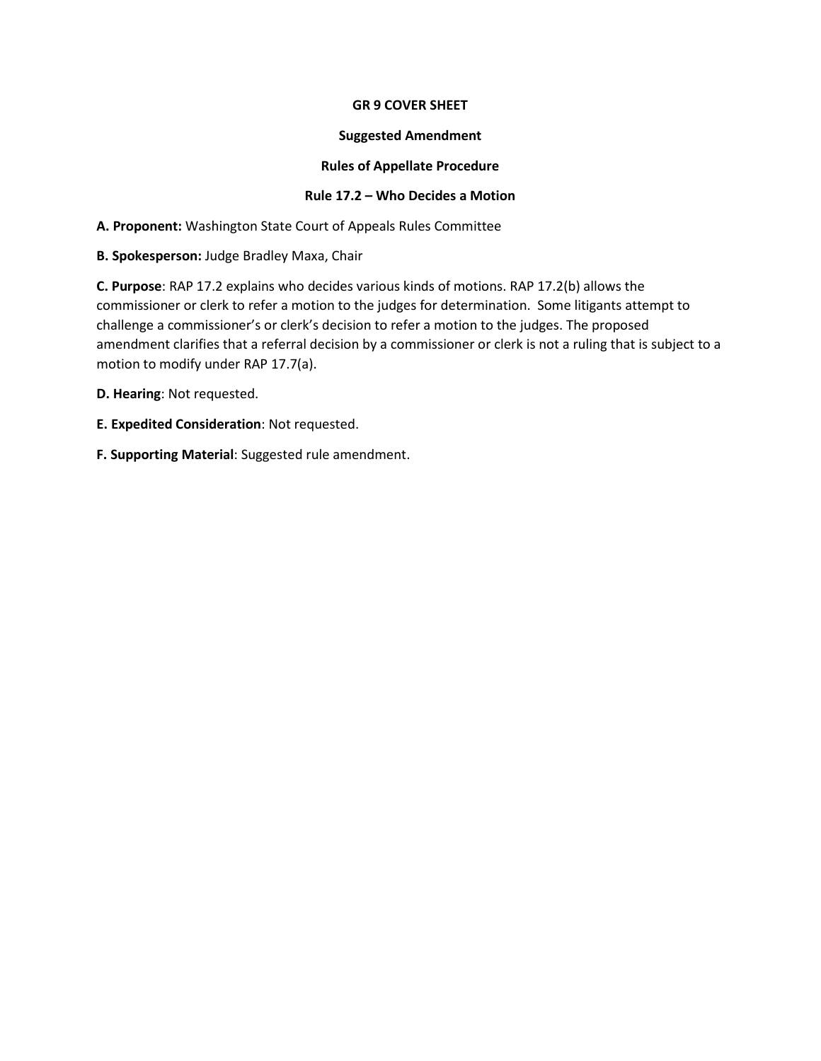**GR 9 COVER SHEET**

**Suggested Amendment**

**Rules of Appellate Procedure**

**Rule 17.2 – Who Decides a Motion**

**A. Proponent:** Washington State Court of Appeals Rules Committee

**B. Spokesperson:** Judge Bradley Maxa, Chair

**C. Purpose**: RAP 17.2 explains who decides various kinds of motions. RAP 17.2(b) allows the commissioner or clerk to refer a motion to the judges for determination. Some litigants attempt to challenge a commissioner's or clerk's decision to refer a motion to the judges. The proposed amendment clarifies that a referral decision by a commissioner or clerk is not a ruling that is subject to a motion to modify under RAP 17.7(a).

**D. Hearing**: Not requested.

**E. Expedited Consideration**: Not requested.

**F. Supporting Material**: Suggested rule amendment.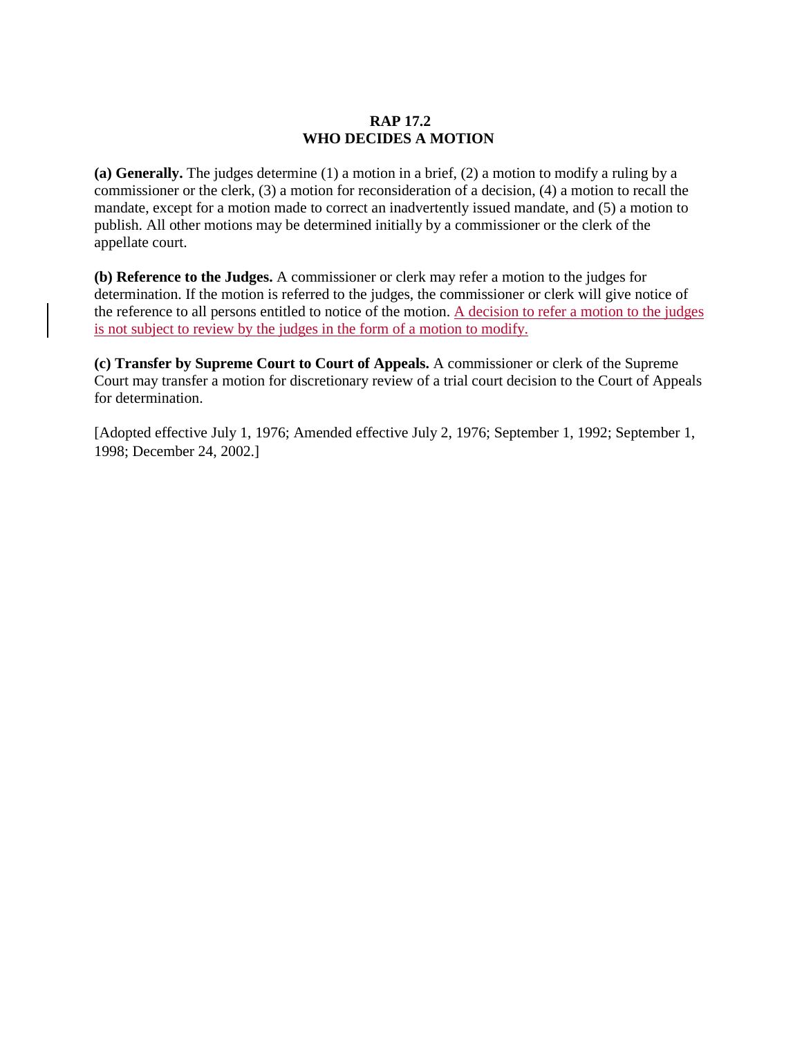**RAP 17.2**
**WHO DECIDES A MOTION**

**(a) Generally.** The judges determine (1) a motion in a brief, (2) a motion to modify a ruling by a commissioner or the clerk, (3) a motion for reconsideration of a decision, (4) a motion to recall the mandate, except for a motion made to correct an inadvertently issued mandate, and (5) a motion to publish. All other motions may be determined initially by a commissioner or the clerk of the appellate court.

**(b) Reference to the Judges.** A commissioner or clerk may refer a motion to the judges for determination. If the motion is referred to the judges, the commissioner or clerk will give notice of the reference to all persons entitled to notice of the motion. <u>A decision to refer a motion to the judges is not subject to review by the judges in the form of a motion to modify.</u>

**(c) Transfer by Supreme Court to Court of Appeals.** A commissioner or clerk of the Supreme Court may transfer a motion for discretionary review of a trial court decision to the Court of Appeals for determination.

[Adopted effective July 1, 1976; Amended effective July 2, 1976; September 1, 1992; September 1, 1998; December 24, 2002.]